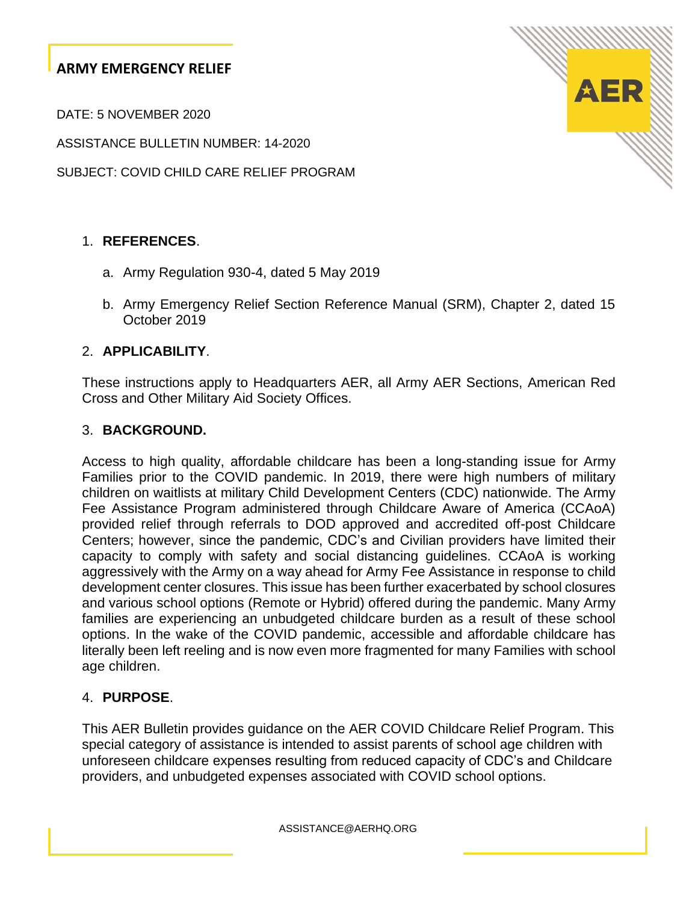# ARMY EMERGENCY RELIEF

DATE: 5 NOVEMBER 2020

ASSISTANCE BULLETIN NUMBER: 14-2020

SUBJECT: COVID CHILD CARE RELIEF PROGRAM

1. **REFERENCES**.

   a. Army Regulation 930-4, dated 5 May 2019

   b. Army Emergency Relief Section Reference Manual (SRM), Chapter 2, dated 15 October 2019

2. **APPLICABILITY**.

These instructions apply to Headquarters AER, all Army AER Sections, American Red Cross and Other Military Aid Society Offices.

3. **BACKGROUND.**

Access to high quality, affordable childcare has been a long-standing issue for Army Families prior to the COVID pandemic. In 2019, there were high numbers of military children on waitlists at military Child Development Centers (CDC) nationwide. The Army Fee Assistance Program administered through Childcare Aware of America (CCAoA) provided relief through referrals to DOD approved and accredited off-post Childcare Centers; however, since the pandemic, CDC's and Civilian providers have limited their capacity to comply with safety and social distancing guidelines. CCAoA is working aggressively with the Army on a way ahead for Army Fee Assistance in response to child development center closures. This issue has been further exacerbated by school closures and various school options (Remote or Hybrid) offered during the pandemic. Many Army families are experiencing an unbudgeted childcare burden as a result of these school options. In the wake of the COVID pandemic, accessible and affordable childcare has literally been left reeling and is now even more fragmented for many Families with school age children.

4. **PURPOSE**.

This AER Bulletin provides guidance on the AER COVID Childcare Relief Program. This special category of assistance is intended to assist parents of school age children with unforeseen childcare expenses resulting from reduced capacity of CDC's and Childcare providers, and unbudgeted expenses associated with COVID school options.

ASSISTANCE@AERHQ.ORG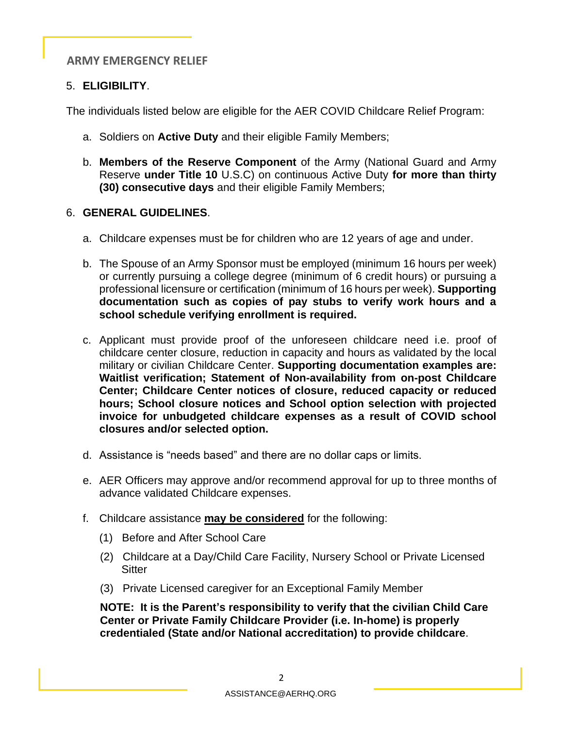ARMY EMERGENCY RELIEF

5. **ELIGIBILITY**.

The individuals listed below are eligible for the AER COVID Childcare Relief Program:

a. Soldiers on **Active Duty** and their eligible Family Members;

b. **Members of the Reserve Component** of the Army (National Guard and Army Reserve **under Title 10** U.S.C) on continuous Active Duty **for more than thirty (30) consecutive days** and their eligible Family Members;

6. **GENERAL GUIDELINES**.

a. Childcare expenses must be for children who are 12 years of age and under.

b. The Spouse of an Army Sponsor must be employed (minimum 16 hours per week) or currently pursuing a college degree (minimum of 6 credit hours) or pursuing a professional licensure or certification (minimum of 16 hours per week). **Supporting documentation such as copies of pay stubs to verify work hours and a school schedule verifying enrollment is required.**

c. Applicant must provide proof of the unforeseen childcare need i.e. proof of childcare center closure, reduction in capacity and hours as validated by the local military or civilian Childcare Center. **Supporting documentation examples are: Waitlist verification; Statement of Non-availability from on-post Childcare Center; Childcare Center notices of closure, reduced capacity or reduced hours; School closure notices and School option selection with projected invoice for unbudgeted childcare expenses as a result of COVID school closures and/or selected option.**

d. Assistance is "needs based" and there are no dollar caps or limits.

e. AER Officers may approve and/or recommend approval for up to three months of advance validated Childcare expenses.

f. Childcare assistance <u>**may be considered**</u> for the following:

(1) Before and After School Care

(2) Childcare at a Day/Child Care Facility, Nursery School or Private Licensed Sitter

(3) Private Licensed caregiver for an Exceptional Family Member

**NOTE: It is the Parent's responsibility to verify that the civilian Child Care Center or Private Family Childcare Provider (i.e. In-home) is properly credentialed (State and/or National accreditation) to provide childcare**.

ASSISTANCE@AERHQ.ORG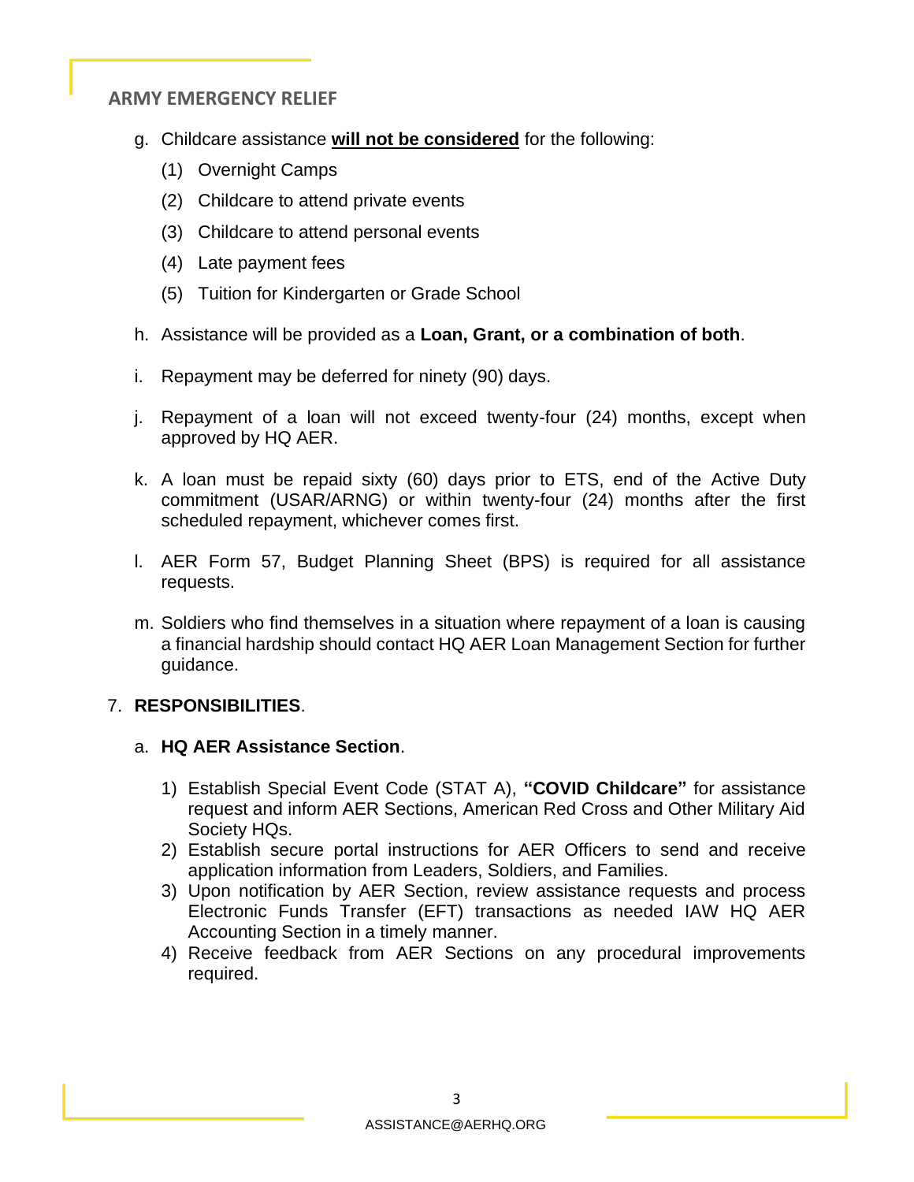g. Childcare assistance **will not be considered** for the following:

   (1) Overnight Camps

   (2) Childcare to attend private events

   (3) Childcare to attend personal events

   (4) Late payment fees

   (5) Tuition for Kindergarten or Grade School

h. Assistance will be provided as a **Loan, Grant, or a combination of both**.

i. Repayment may be deferred for ninety (90) days.

j. Repayment of a loan will not exceed twenty-four (24) months, except when approved by HQ AER.

k. A loan must be repaid sixty (60) days prior to ETS, end of the Active Duty commitment (USAR/ARNG) or within twenty-four (24) months after the first scheduled repayment, whichever comes first.

l. AER Form 57, Budget Planning Sheet (BPS) is required for all assistance requests.

m. Soldiers who find themselves in a situation where repayment of a loan is causing a financial hardship should contact HQ AER Loan Management Section for further guidance.

7. **RESPONSIBILITIES**.

   a. **HQ AER Assistance Section**.

      1) Establish Special Event Code (STAT A), **"COVID Childcare"** for assistance request and inform AER Sections, American Red Cross and Other Military Aid Society HQs.
      2) Establish secure portal instructions for AER Officers to send and receive application information from Leaders, Soldiers, and Families.
      3) Upon notification by AER Section, review assistance requests and process Electronic Funds Transfer (EFT) transactions as needed IAW HQ AER Accounting Section in a timely manner.
      4) Receive feedback from AER Sections on any procedural improvements required.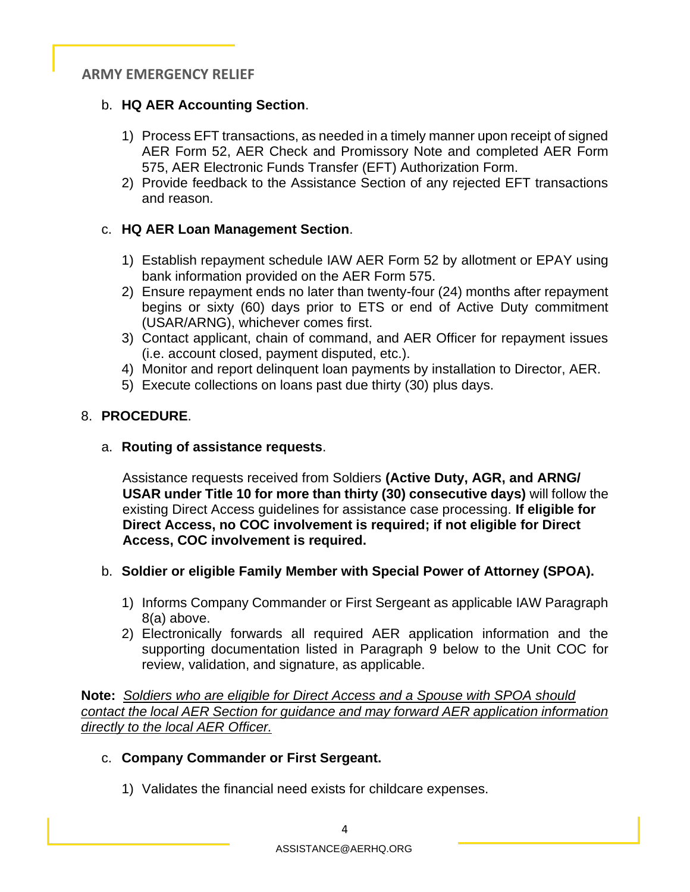b. **HQ AER Accounting Section**.

1) Process EFT transactions, as needed in a timely manner upon receipt of signed AER Form 52, AER Check and Promissory Note and completed AER Form 575, AER Electronic Funds Transfer (EFT) Authorization Form.
2) Provide feedback to the Assistance Section of any rejected EFT transactions and reason.

c. **HQ AER Loan Management Section**.

1) Establish repayment schedule IAW AER Form 52 by allotment or EPAY using bank information provided on the AER Form 575.
2) Ensure repayment ends no later than twenty-four (24) months after repayment begins or sixty (60) days prior to ETS or end of Active Duty commitment (USAR/ARNG), whichever comes first.
3) Contact applicant, chain of command, and AER Officer for repayment issues (i.e. account closed, payment disputed, etc.).
4) Monitor and report delinquent loan payments by installation to Director, AER.
5) Execute collections on loans past due thirty (30) plus days.

8. **PROCEDURE**.

a. **Routing of assistance requests**.

Assistance requests received from Soldiers **(Active Duty, AGR, and ARNG/ USAR under Title 10 for more than thirty (30) consecutive days)** will follow the existing Direct Access guidelines for assistance case processing. **If eligible for Direct Access, no COC involvement is required; if not eligible for Direct Access, COC involvement is required.**

b. **Soldier or eligible Family Member with Special Power of Attorney (SPOA).**

1) Informs Company Commander or First Sergeant as applicable IAW Paragraph 8(a) above.
2) Electronically forwards all required AER application information and the supporting documentation listed in Paragraph 9 below to the Unit COC for review, validation, and signature, as applicable.

**Note:** *Soldiers who are eligible for Direct Access and a Spouse with SPOA should contact the local AER Section for guidance and may forward AER application information directly to the local AER Officer.*

c. **Company Commander or First Sergeant.**

1) Validates the financial need exists for childcare expenses.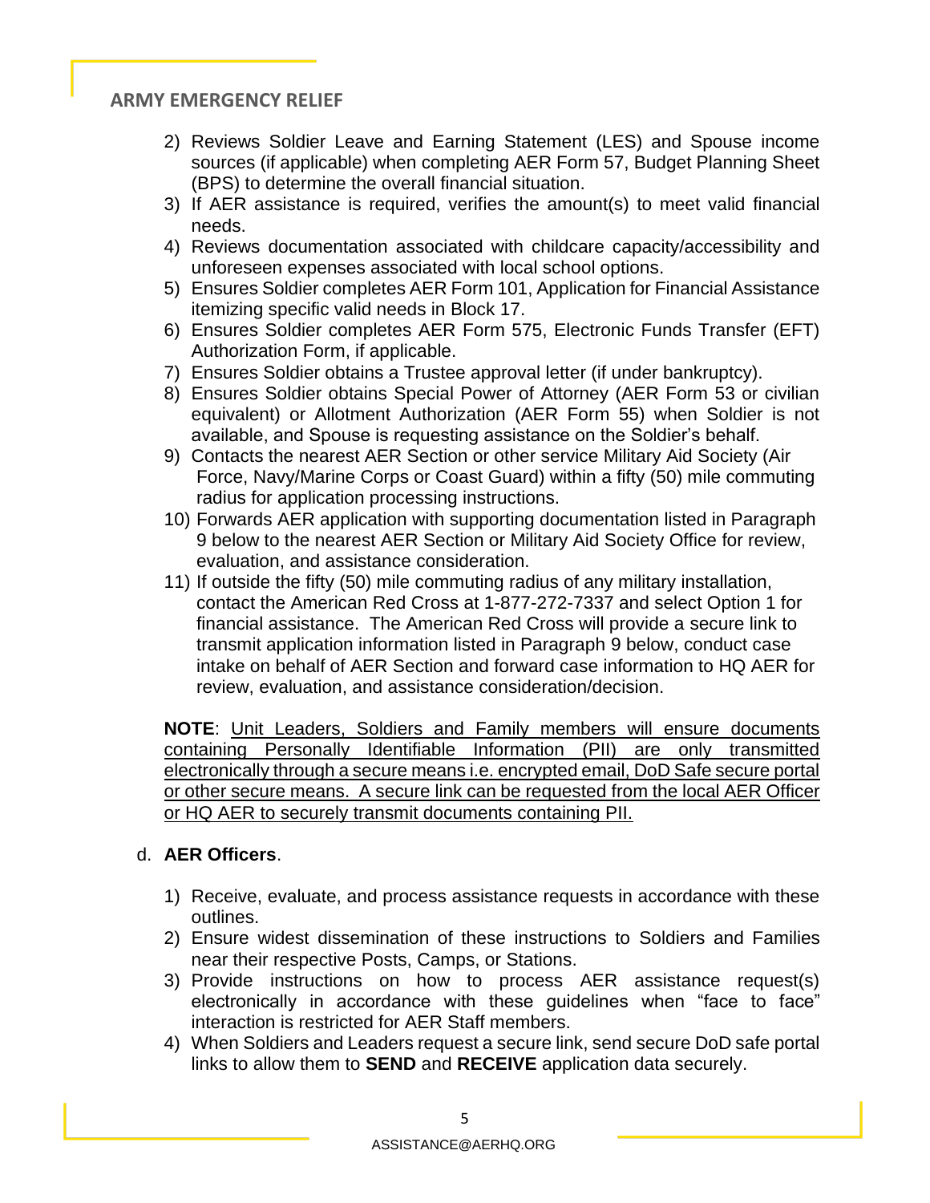2) Reviews Soldier Leave and Earning Statement (LES) and Spouse income sources (if applicable) when completing AER Form 57, Budget Planning Sheet (BPS) to determine the overall financial situation.
3) If AER assistance is required, verifies the amount(s) to meet valid financial needs.
4) Reviews documentation associated with childcare capacity/accessibility and unforeseen expenses associated with local school options.
5) Ensures Soldier completes AER Form 101, Application for Financial Assistance itemizing specific valid needs in Block 17.
6) Ensures Soldier completes AER Form 575, Electronic Funds Transfer (EFT) Authorization Form, if applicable.
7) Ensures Soldier obtains a Trustee approval letter (if under bankruptcy).
8) Ensures Soldier obtains Special Power of Attorney (AER Form 53 or civilian equivalent) or Allotment Authorization (AER Form 55) when Soldier is not available, and Spouse is requesting assistance on the Soldier's behalf.
9) Contacts the nearest AER Section or other service Military Aid Society (Air Force, Navy/Marine Corps or Coast Guard) within a fifty (50) mile commuting radius for application processing instructions.
10) Forwards AER application with supporting documentation listed in Paragraph 9 below to the nearest AER Section or Military Aid Society Office for review, evaluation, and assistance consideration.
11) If outside the fifty (50) mile commuting radius of any military installation, contact the American Red Cross at 1-877-272-7337 and select Option 1 for financial assistance. The American Red Cross will provide a secure link to transmit application information listed in Paragraph 9 below, conduct case intake on behalf of AER Section and forward case information to HQ AER for review, evaluation, and assistance consideration/decision.

**NOTE**: Unit Leaders, Soldiers and Family members will ensure documents containing Personally Identifiable Information (PII) are only transmitted electronically through a secure means i.e. encrypted email, DoD Safe secure portal or other secure means. A secure link can be requested from the local AER Officer or HQ AER to securely transmit documents containing PII.

d. **AER Officers**.

1) Receive, evaluate, and process assistance requests in accordance with these outlines.
2) Ensure widest dissemination of these instructions to Soldiers and Families near their respective Posts, Camps, or Stations.
3) Provide instructions on how to process AER assistance request(s) electronically in accordance with these guidelines when "face to face" interaction is restricted for AER Staff members.
4) When Soldiers and Leaders request a secure link, send secure DoD safe portal links to allow them to **SEND** and **RECEIVE** application data securely.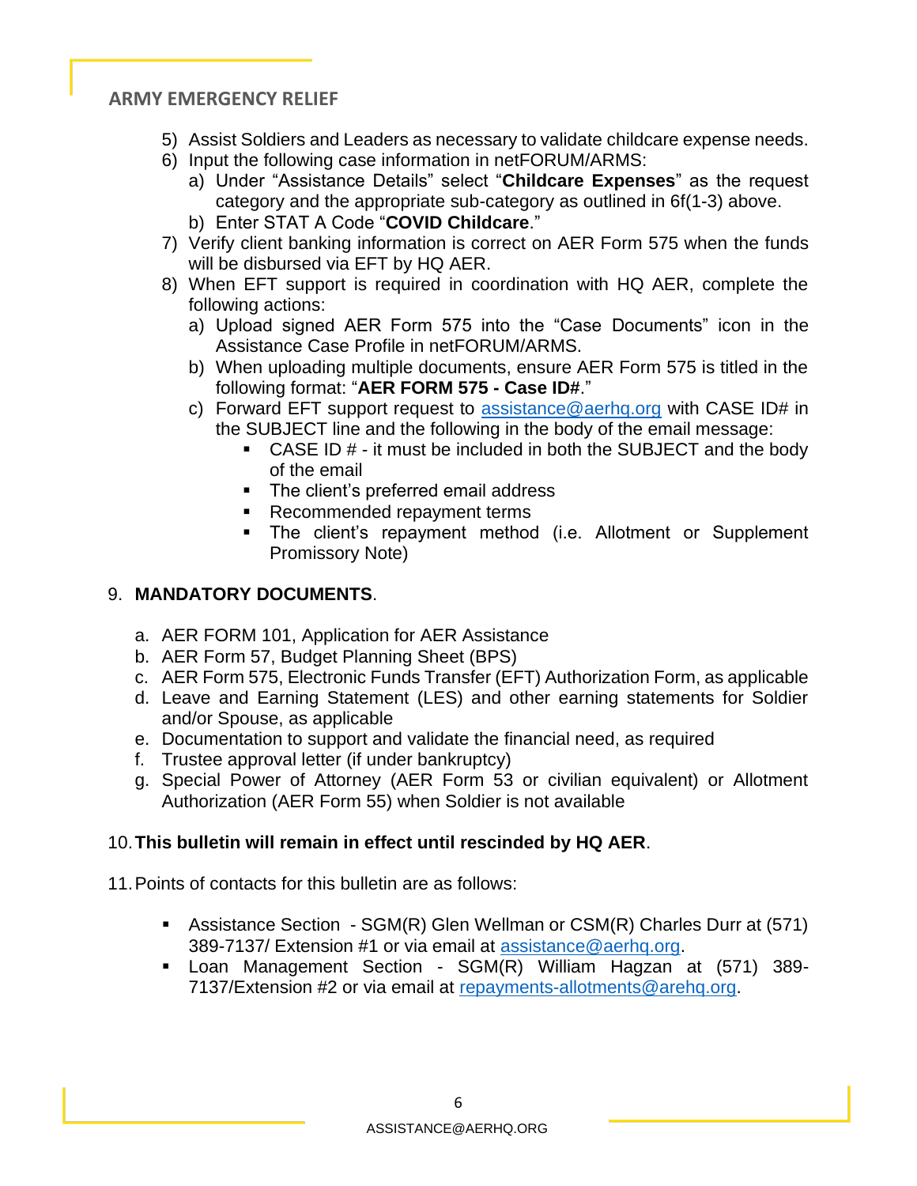5) Assist Soldiers and Leaders as necessary to validate childcare expense needs.
6) Input the following case information in netFORUM/ARMS:
   a) Under "Assistance Details" select "**Childcare Expenses**" as the request category and the appropriate sub-category as outlined in 6f(1-3) above.
   b) Enter STAT A Code "**COVID Childcare**."
7) Verify client banking information is correct on AER Form 575 when the funds will be disbursed via EFT by HQ AER.
8) When EFT support is required in coordination with HQ AER, complete the following actions:
   a) Upload signed AER Form 575 into the "Case Documents" icon in the Assistance Case Profile in netFORUM/ARMS.
   b) When uploading multiple documents, ensure AER Form 575 is titled in the following format: "**AER FORM 575 - Case ID#**."
   c) Forward EFT support request to assistance@aerhq.org with CASE ID# in the SUBJECT line and the following in the body of the email message:
      - CASE ID # - it must be included in both the SUBJECT and the body of the email
      - The client's preferred email address
      - Recommended repayment terms
      - The client's repayment method (i.e. Allotment or Supplement Promissory Note)

9. **MANDATORY DOCUMENTS**.

   a. AER FORM 101, Application for AER Assistance
   b. AER Form 57, Budget Planning Sheet (BPS)
   c. AER Form 575, Electronic Funds Transfer (EFT) Authorization Form, as applicable
   d. Leave and Earning Statement (LES) and other earning statements for Soldier and/or Spouse, as applicable
   e. Documentation to support and validate the financial need, as required
   f. Trustee approval letter (if under bankruptcy)
   g. Special Power of Attorney (AER Form 53 or civilian equivalent) or Allotment Authorization (AER Form 55) when Soldier is not available

10. **This bulletin will remain in effect until rescinded by HQ AER**.

11. Points of contacts for this bulletin are as follows:

    - Assistance Section - SGM(R) Glen Wellman or CSM(R) Charles Durr at (571) 389-7137/ Extension #1 or via email at assistance@aerhq.org.
    - Loan Management Section - SGM(R) William Hagzan at (571) 389-7137/Extension #2 or via email at repayments-allotments@arehq.org.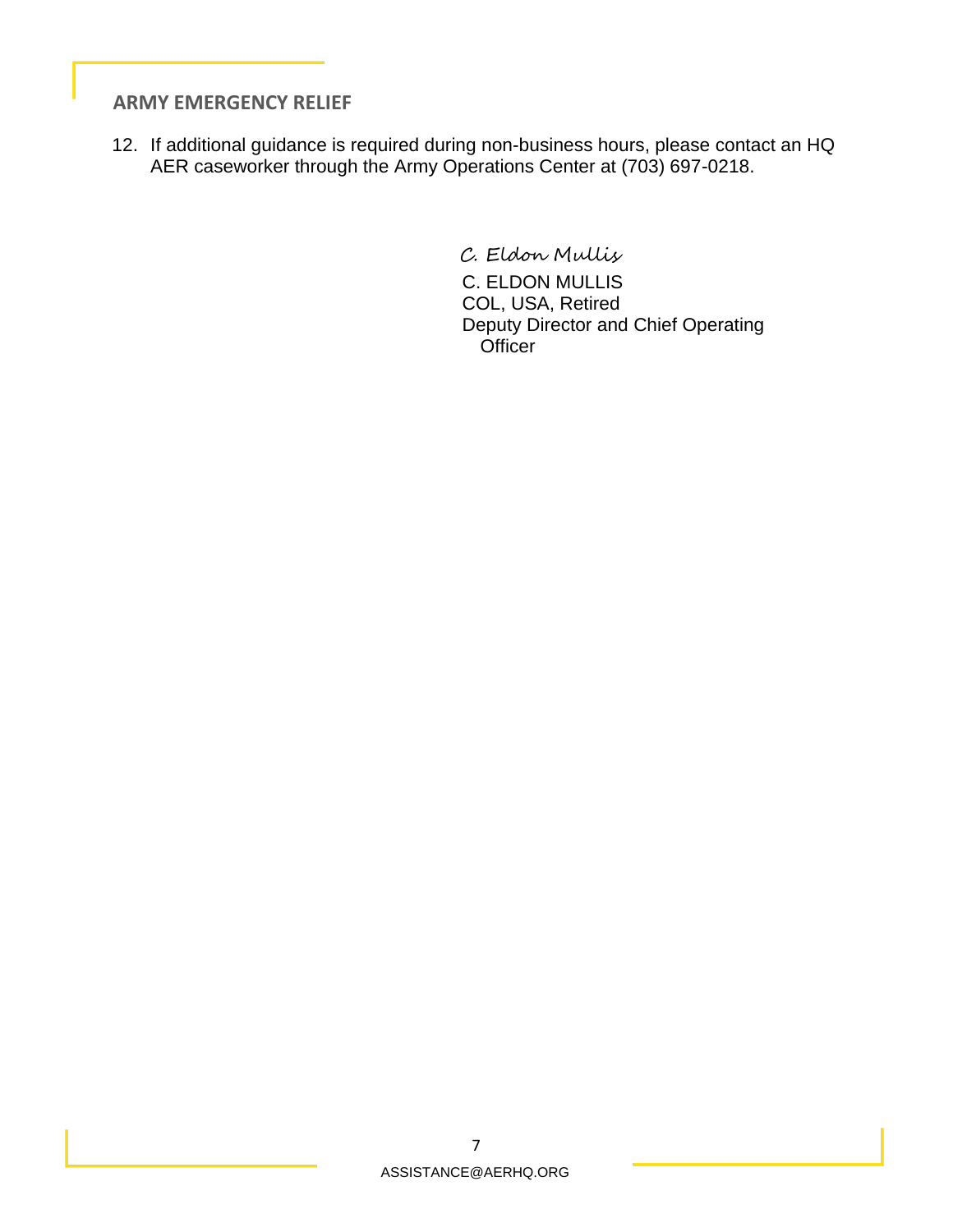12. If additional guidance is required during non-business hours, please contact an HQ AER caseworker through the Army Operations Center at (703) 697-0218.

*C. Eldon Mullis*

C. ELDON MULLIS
COL, USA, Retired
Deputy Director and Chief Operating Officer